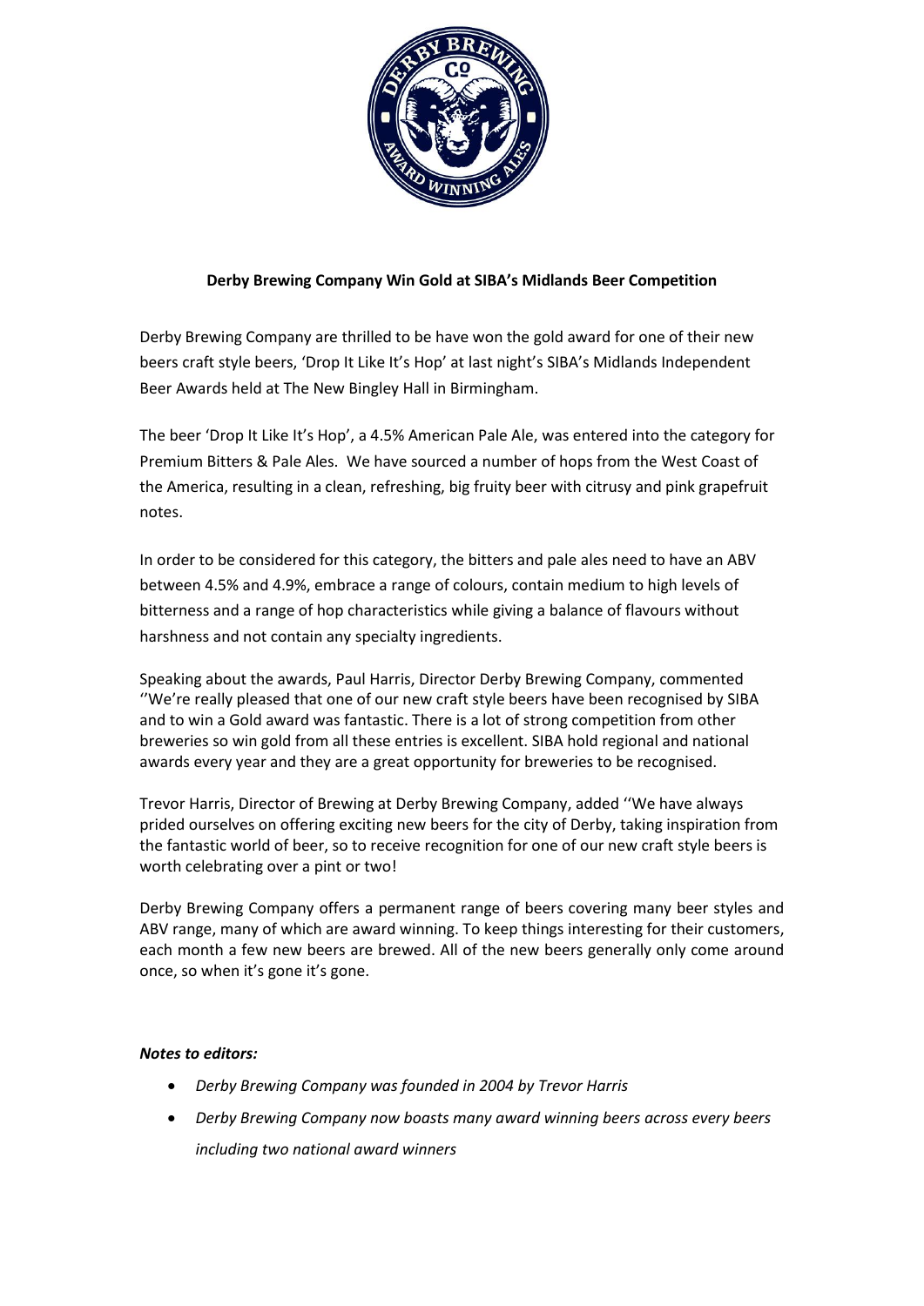**Derby Brewing Company Win Gold at SIBA's Midlands Beer Competition**

Derby Brewing Company are thrilled to be have won the gold award for one of their new beers craft style beers, 'Drop It Like It's Hop' at last night's SIBA's Midlands Independent Beer Awards held at The New Bingley Hall in Birmingham.

The beer 'Drop It Like It's Hop', a 4.5% American Pale Ale, was entered into the category for Premium Bitters & Pale Ales. We have sourced a number of hops from the West Coast of the America, resulting in a clean, refreshing, big fruity beer with citrusy and pink grapefruit notes.

In order to be considered for this category, the bitters and pale ales need to have an ABV between 4.5% and 4.9%, embrace a range of colours, contain medium to high levels of bitterness and a range of hop characteristics while giving a balance of flavours without harshness and not contain any specialty ingredients.

Speaking about the awards, Paul Harris, Director Derby Brewing Company, commented ''We're really pleased that one of our new craft style beers have been recognised by SIBA and to win a Gold award was fantastic. There is a lot of strong competition from other breweries so win gold from all these entries is excellent. SIBA hold regional and national awards every year and they are a great opportunity for breweries to be recognised.

Trevor Harris, Director of Brewing at Derby Brewing Company, added ''We have always prided ourselves on offering exciting new beers for the city of Derby, taking inspiration from the fantastic world of beer, so to receive recognition for one of our new craft style beers is worth celebrating over a pint or two!

Derby Brewing Company offers a permanent range of beers covering many beer styles and ABV range, many of which are award winning. To keep things interesting for their customers, each month a few new beers are brewed. All of the new beers generally only come around once, so when it's gone it's gone.

***Notes to editors:***

- *Derby Brewing Company was founded in 2004 by Trevor Harris*
- *Derby Brewing Company now boasts many award winning beers across every beers including two national award winners*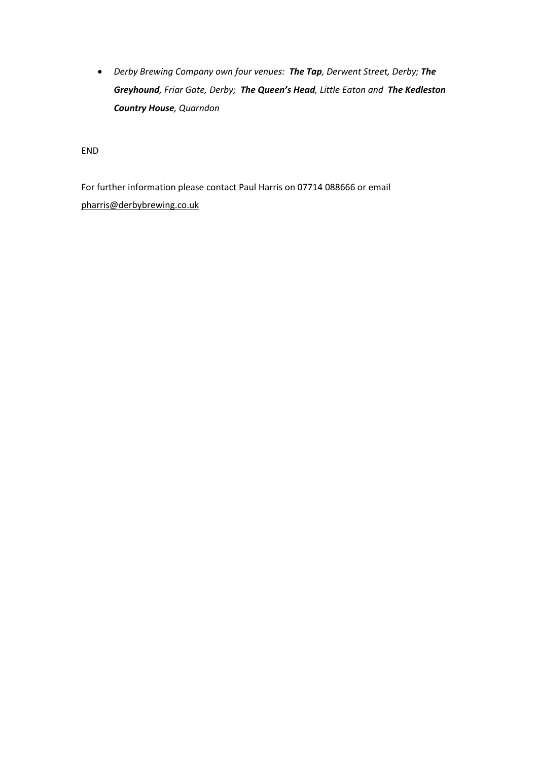- *Derby Brewing Company own four venues:* ***The Tap****, Derwent Street, Derby;* ***The Greyhound****, Friar Gate, Derby;* ***The Queen's Head****, Little Eaton and* ***The Kedleston Country House****, Quarndon*

END

For further information please contact Paul Harris on 07714 088666 or email pharris@derbybrewing.co.uk